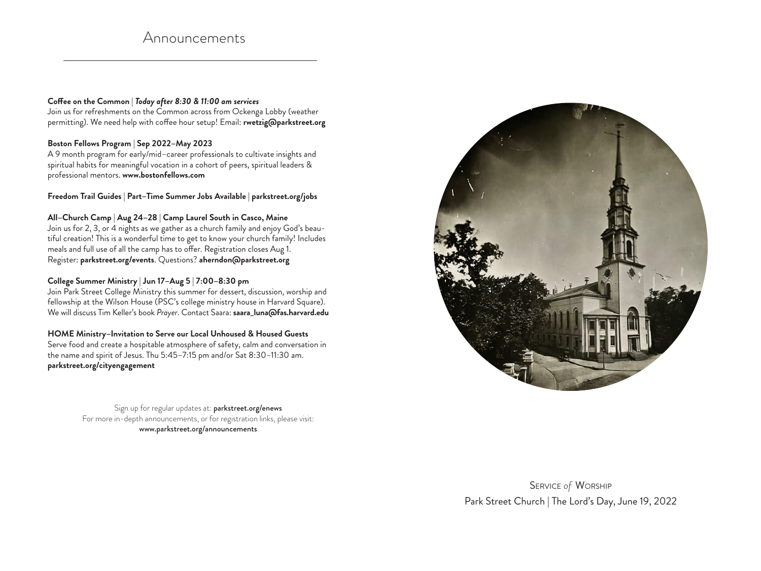# Announcements

**Coffee on the Common** | ***Today after 8:30 & 11:00 am services***
Join us for refreshments on the Common across from Ockenga Lobby (weather permitting). We need help with coffee hour setup! Email: **rwetzig@parkstreet.org**

**Boston Fellows Program** | **Sep 2022–May 2023**
A 9 month program for early/mid–career professionals to cultivate insights and spiritual habits for meaningful vocation in a cohort of peers, spiritual leaders & professional mentors. **www.bostonfellows.com**

**Freedom Trail Guides** | **Part–Time Summer Jobs Available** | **parkstreet.org/jobs**

**All–Church Camp** | **Aug 24–28** | **Camp Laurel South in Casco, Maine**
Join us for 2, 3, or 4 nights as we gather as a church family and enjoy God's beautiful creation! This is a wonderful time to get to know your church family! Includes meals and full use of all the camp has to offer. Registration closes Aug 1. Register: **parkstreet.org/events**. Questions? **aherndon@parkstreet.org**

**College Summer Ministry** | **Jun 17–Aug 5** | **7:00–8:30 pm**
Join Park Street College Ministry this summer for dessert, discussion, worship and fellowship at the Wilson House (PSC's college ministry house in Harvard Square). We will discuss Tim Keller's book *Prayer*. Contact Saara: **saara_luna@fas.harvard.edu**

**HOME Ministry–Invitation to Serve our Local Unhoused & Housed Guests**
Serve food and create a hospitable atmosphere of safety, calm and conversation in the name and spirit of Jesus. Thu 5:45–7:15 pm and/or Sat 8:30–11:30 am.
**parkstreet.org/cityengagement**

Sign up for regular updates at: **parkstreet.org/enews**
For more in-depth announcements, or for registration links, please visit:
**www.parkstreet.org/announcements**

Service *of* Worship
Park Street Church | The Lord's Day, June 19, 2022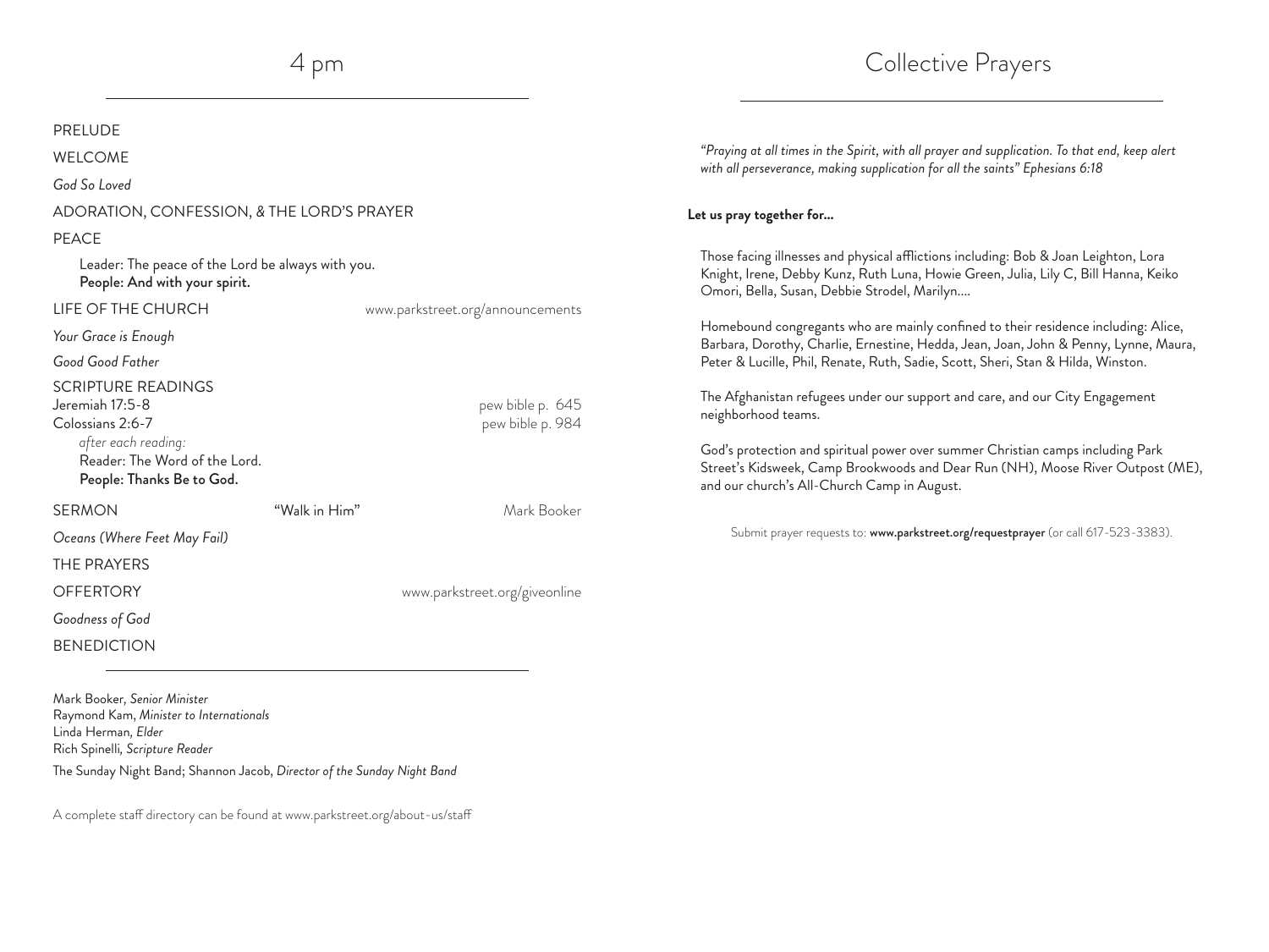# 4 pm

PRELUDE

WELCOME

*God So Loved*

ADORATION, CONFESSION, & THE LORD'S PRAYER

PEACE

Leader: The peace of the Lord be always with you.
**People: And with your spirit.**

LIFE OF THE CHURCH — www.parkstreet.org/announcements

*Your Grace is Enough*

*Good Good Father*

SCRIPTURE READINGS

Jeremiah 17:5-8 — pew bible p. 645
Colossians 2:6-7 — pew bible p. 984

*after each reading:*
Reader: The Word of the Lord.
**People: Thanks Be to God.**

SERMON — "Walk in Him" — Mark Booker

*Oceans (Where Feet May Fail)*

THE PRAYERS

OFFERTORY — www.parkstreet.org/giveonline

*Goodness of God*

BENEDICTION

Mark Booker, *Senior Minister*
Raymond Kam, *Minister to Internationals*
Linda Herman, *Elder*
Rich Spinelli, *Scripture Reader*

The Sunday Night Band; Shannon Jacob, *Director of the Sunday Night Band*

A complete staff directory can be found at www.parkstreet.org/about-us/staff

# Collective Prayers

*"Praying at all times in the Spirit, with all prayer and supplication. To that end, keep alert with all perseverance, making supplication for all the saints" Ephesians 6:18*

**Let us pray together for...**

Those facing illnesses and physical afflictions including: Bob & Joan Leighton, Lora Knight, Irene, Debby Kunz, Ruth Luna, Howie Green, Julia, Lily C, Bill Hanna, Keiko Omori, Bella, Susan, Debbie Strodel, Marilyn....

Homebound congregants who are mainly confined to their residence including: Alice, Barbara, Dorothy, Charlie, Ernestine, Hedda, Jean, Joan, John & Penny, Lynne, Maura, Peter & Lucille, Phil, Renate, Ruth, Sadie, Scott, Sheri, Stan & Hilda, Winston.

The Afghanistan refugees under our support and care, and our City Engagement neighborhood teams.

God's protection and spiritual power over summer Christian camps including Park Street's Kidsweek, Camp Brookwoods and Dear Run (NH), Moose River Outpost (ME), and our church's All-Church Camp in August.

Submit prayer requests to: **www.parkstreet.org/requestprayer** (or call 617-523-3383).